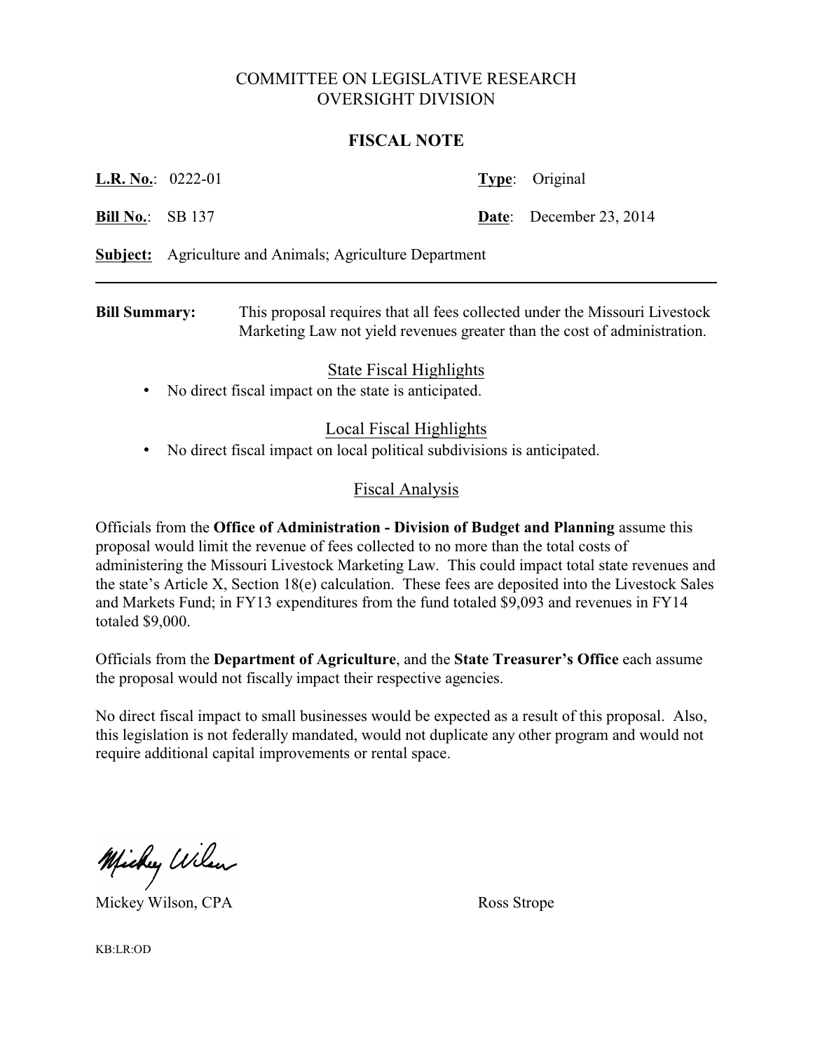# COMMITTEE ON LEGISLATIVE RESEARCH
# OVERSIGHT DIVISION

## FISCAL NOTE

**L.R. No.**: 0222-01 **Type**: Original

**Bill No.**: SB 137 **Date**: December 23, 2014

**Subject:** Agriculture and Animals; Agriculture Department

---

**Bill Summary:** This proposal requires that all fees collected under the Missouri Livestock Marketing Law not yield revenues greater than the cost of administration.

### State Fiscal Highlights

- No direct fiscal impact on the state is anticipated.

### Local Fiscal Highlights

- No direct fiscal impact on local political subdivisions is anticipated.

### Fiscal Analysis

Officials from the **Office of Administration - Division of Budget and Planning** assume this proposal would limit the revenue of fees collected to no more than the total costs of administering the Missouri Livestock Marketing Law. This could impact total state revenues and the state's Article X, Section 18(e) calculation. These fees are deposited into the Livestock Sales and Markets Fund; in FY13 expenditures from the fund totaled $9,093 and revenues in FY14 totaled $9,000.

Officials from the **Department of Agriculture**, and the **State Treasurer's Office** each assume the proposal would not fiscally impact their respective agencies.

No direct fiscal impact to small businesses would be expected as a result of this proposal. Also, this legislation is not federally mandated, would not duplicate any other program and would not require additional capital improvements or rental space.

Mickey Wilson, CPA Ross Strope

KB:LR:OD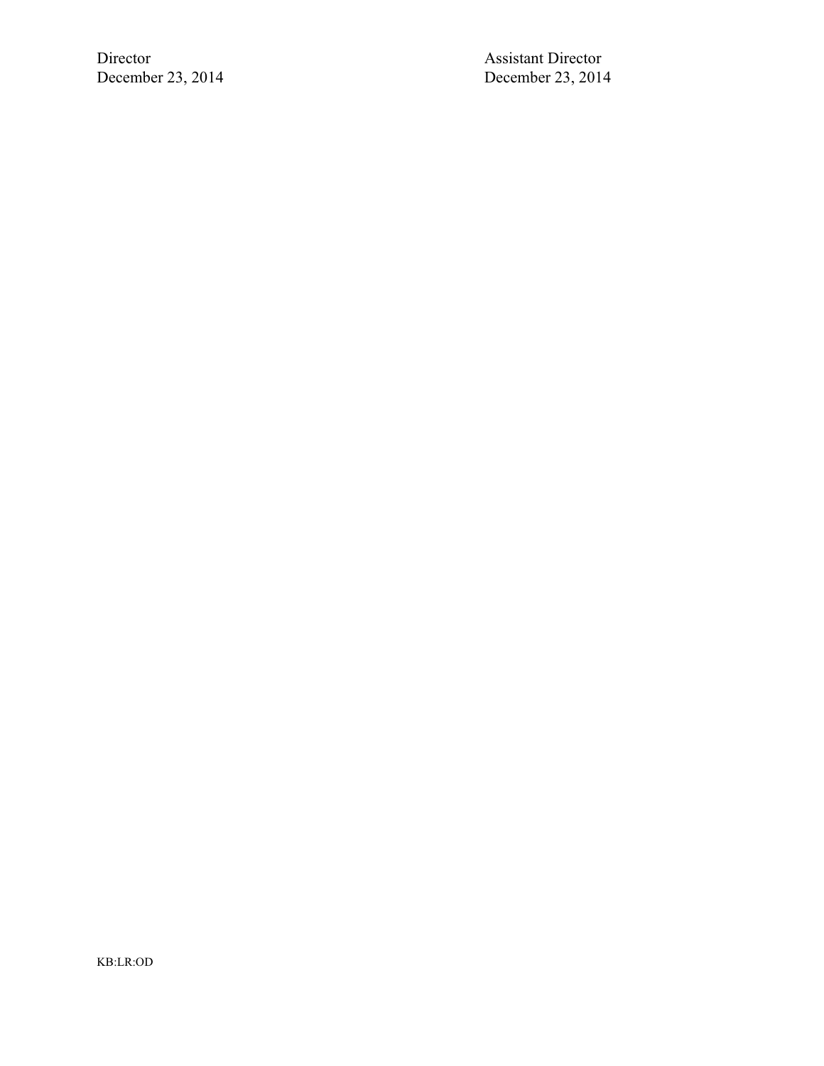| | |
|---|---|
| Director | Assistant Director |
| December 23, 2014 | December 23, 2014 |

KB:LR:OD